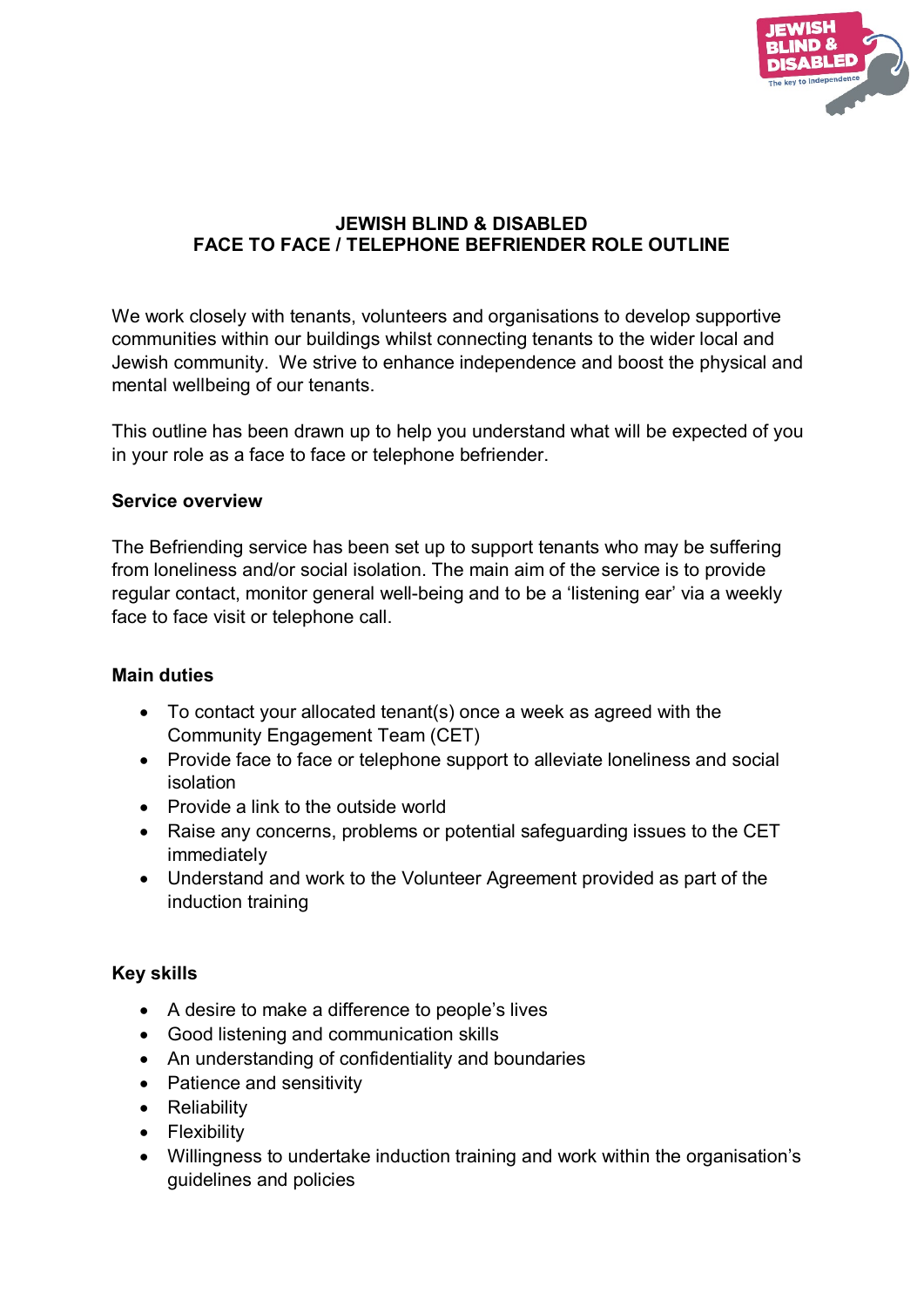# JEWISH BLIND & DISABLED
## FACE TO FACE / TELEPHONE BEFRIENDER ROLE OUTLINE

We work closely with tenants, volunteers and organisations to develop supportive communities within our buildings whilst connecting tenants to the wider local and Jewish community. We strive to enhance independence and boost the physical and mental wellbeing of our tenants.

This outline has been drawn up to help you understand what will be expected of you in your role as a face to face or telephone befriender.

### Service overview

The Befriending service has been set up to support tenants who may be suffering from loneliness and/or social isolation. The main aim of the service is to provide regular contact, monitor general well-being and to be a 'listening ear' via a weekly face to face visit or telephone call.

### Main duties

- To contact your allocated tenant(s) once a week as agreed with the Community Engagement Team (CET)
- Provide face to face or telephone support to alleviate loneliness and social isolation
- Provide a link to the outside world
- Raise any concerns, problems or potential safeguarding issues to the CET immediately
- Understand and work to the Volunteer Agreement provided as part of the induction training

### Key skills

- A desire to make a difference to people's lives
- Good listening and communication skills
- An understanding of confidentiality and boundaries
- Patience and sensitivity
- Reliability
- Flexibility
- Willingness to undertake induction training and work within the organisation's guidelines and policies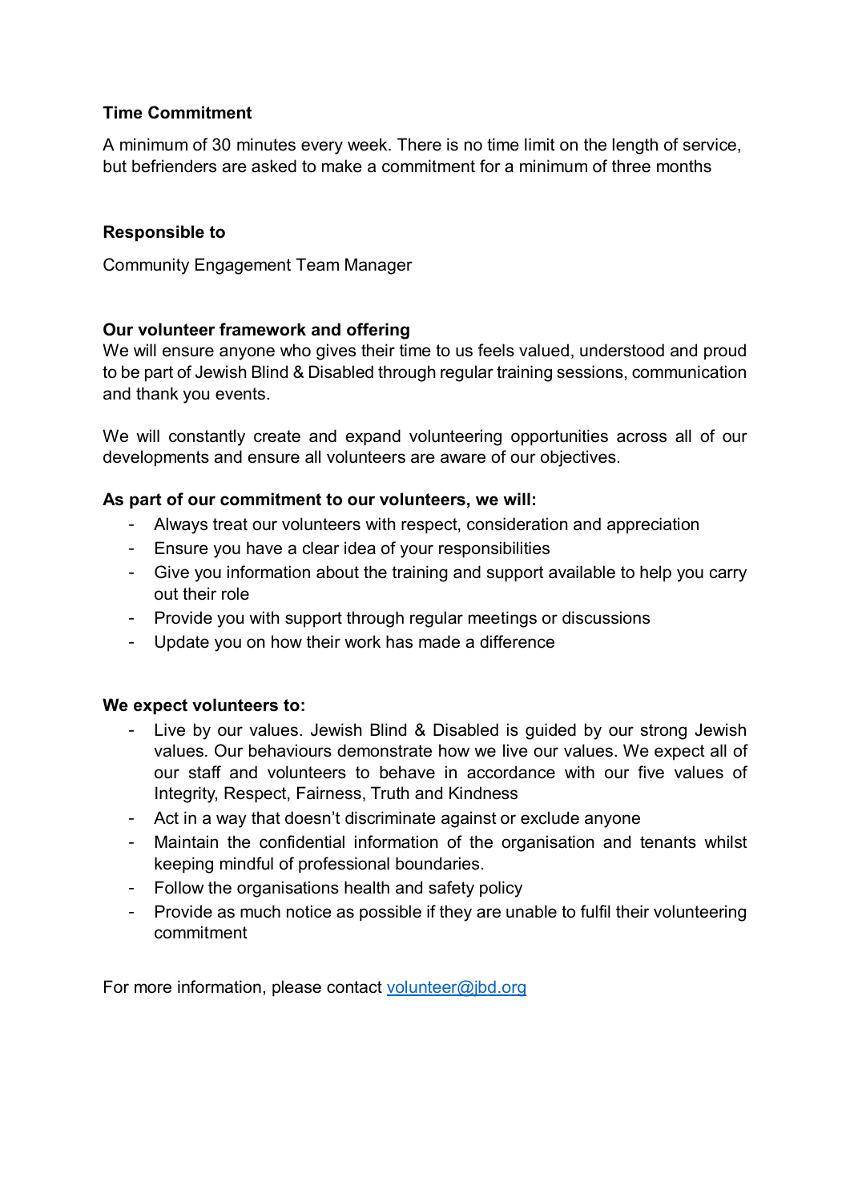**Time Commitment**

A minimum of 30 minutes every week. There is no time limit on the length of service, but befrienders are asked to make a commitment for a minimum of three months

**Responsible to**

Community Engagement Team Manager

**Our volunteer framework and offering**

We will ensure anyone who gives their time to us feels valued, understood and proud to be part of Jewish Blind & Disabled through regular training sessions, communication and thank you events.

We will constantly create and expand volunteering opportunities across all of our developments and ensure all volunteers are aware of our objectives.

**As part of our commitment to our volunteers, we will:**

- Always treat our volunteers with respect, consideration and appreciation
- Ensure you have a clear idea of your responsibilities
- Give you information about the training and support available to help you carry out their role
- Provide you with support through regular meetings or discussions
- Update you on how their work has made a difference

**We expect volunteers to:**

- Live by our values. Jewish Blind & Disabled is guided by our strong Jewish values. Our behaviours demonstrate how we live our values. We expect all of our staff and volunteers to behave in accordance with our five values of Integrity, Respect, Fairness, Truth and Kindness
- Act in a way that doesn't discriminate against or exclude anyone
- Maintain the confidential information of the organisation and tenants whilst keeping mindful of professional boundaries.
- Follow the organisations health and safety policy
- Provide as much notice as possible if they are unable to fulfil their volunteering commitment

For more information, please contact volunteer@jbd.org